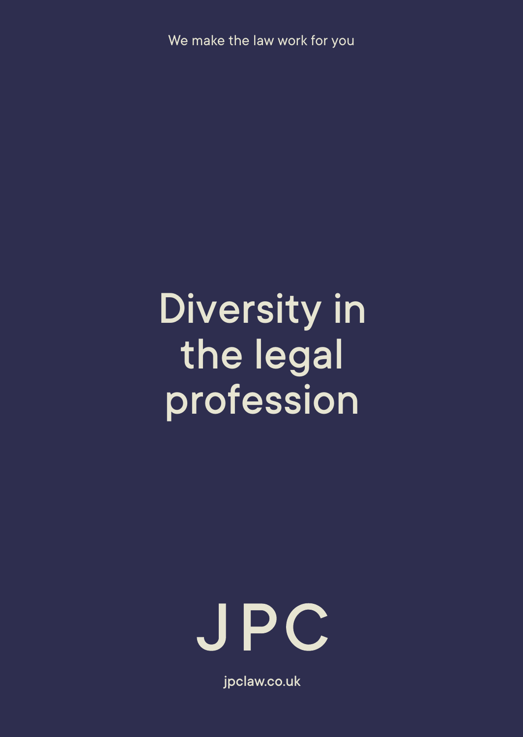We make the law work for you

# Diversity in the legal profession

JPC

jpclaw.co.uk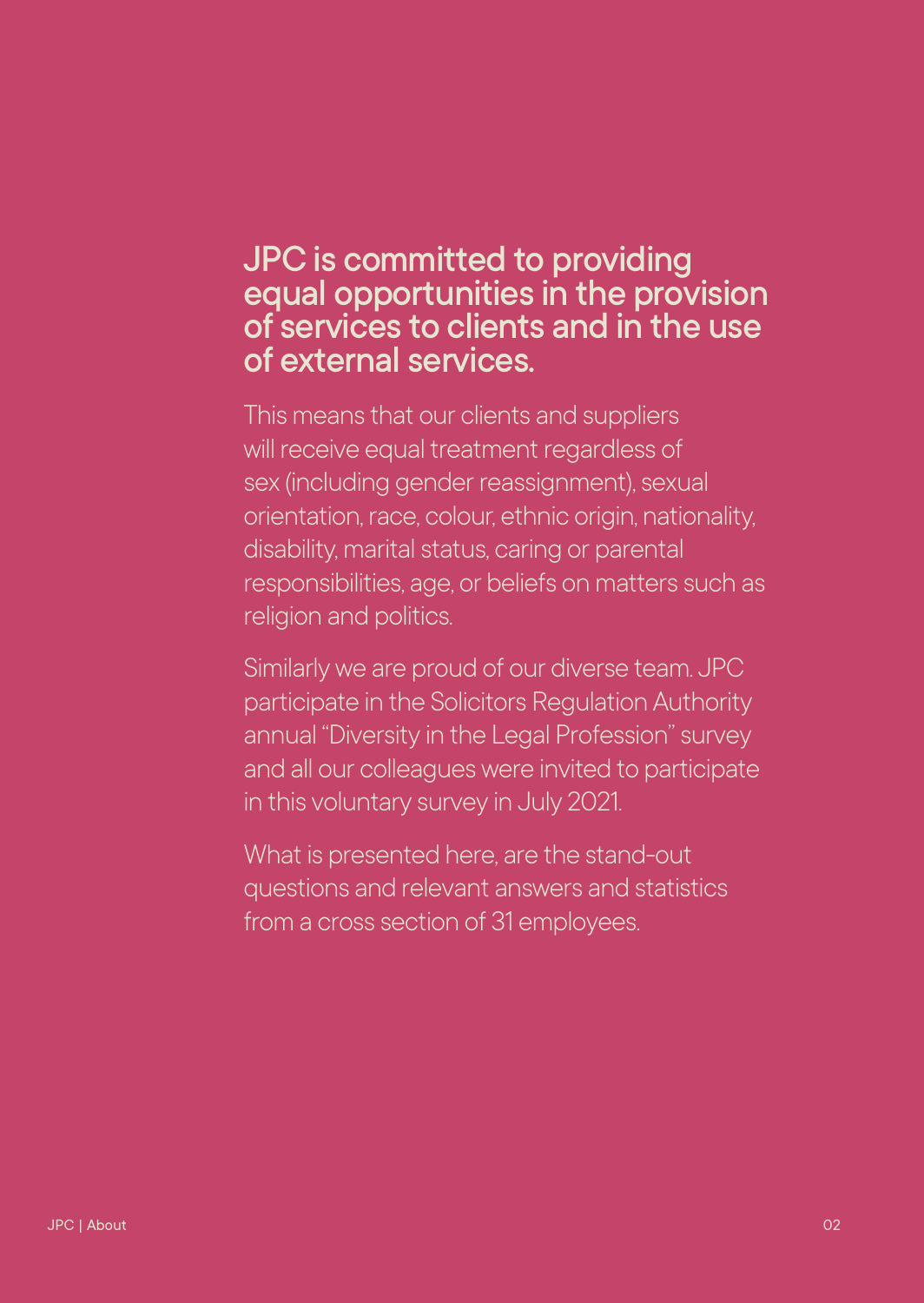## JPC is committed to providing equal opportunities in the provision of services to clients and in the use of external services.

This means that our clients and suppliers will receive equal treatment regardless of sex (including gender reassignment), sexual orientation, race, colour, ethnic origin, nationality, disability, marital status, caring or parental responsibilities, age, or beliefs on matters such as religion and politics.

Similarly we are proud of our diverse team. JPC participate in the Solicitors Regulation Authority annual "Diversity in the Legal Profession" survey and all our colleagues were invited to participate in this voluntary survey in July 2021.

What is presented here, are the stand-out questions and relevant answers and statistics from a cross section of 31 employees.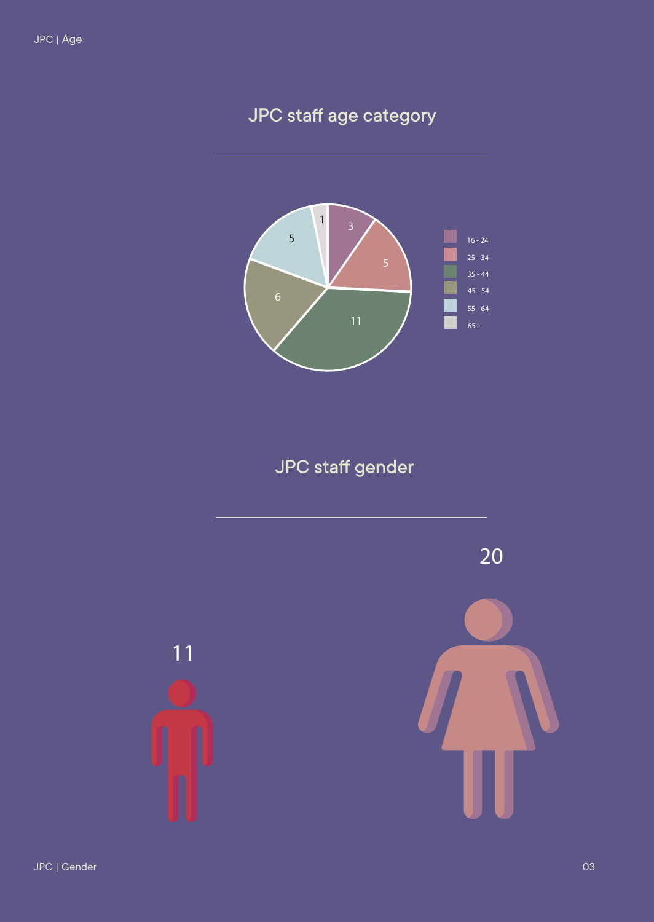## JPC staff age category

| Age category | Staff |
| --- | --- |
| 16 - 24 | 3 |
| 25 - 34 | 5 |
| 35 - 44 | 11 |
| 45 - 54 | 6 |
| 55 - 64 | 5 |
| 65+ | 1 |

## JPC staff gender

11

20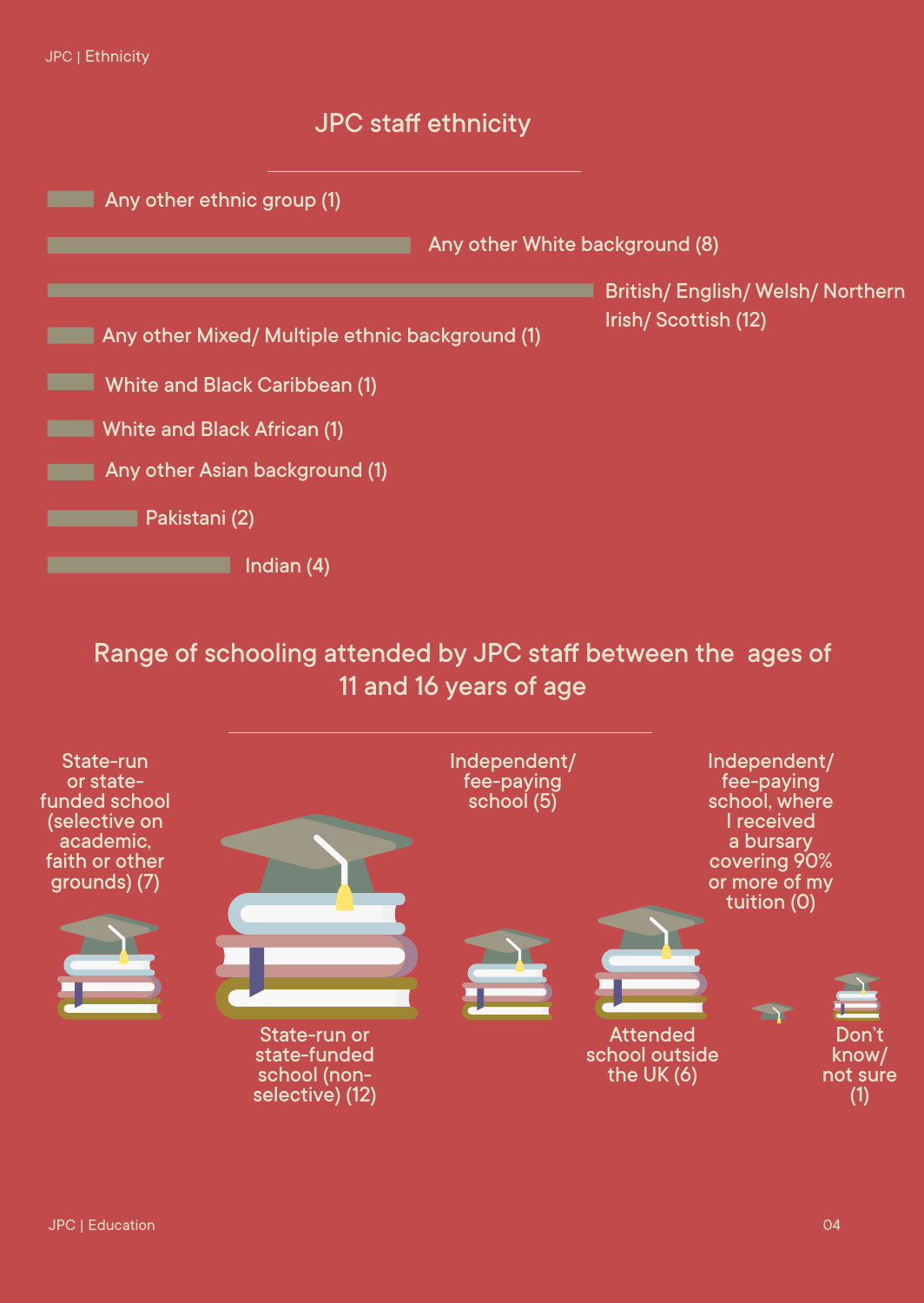## JPC staff ethnicity

- Any other ethnic group (1)
- Any other White background (8)
- British/ English/ Welsh/ Northern Irish/ Scottish (12)
- Any other Mixed/ Multiple ethnic background (1)
- White and Black Caribbean (1)
- White and Black African (1)
- Any other Asian background (1)
- Pakistani (2)
- Indian (4)

## Range of schooling attended by JPC staff between the ages of 11 and 16 years of age

- State-run or state-funded school (selective on academic, faith or other grounds) (7)
- State-run or state-funded school (non-selective) (12)
- Independent/ fee-paying school (5)
- Attended school outside the UK (6)
- Independent/ fee-paying school, where I received a bursary covering 90% or more of my tuition (0)
- Don't know/ not sure (1)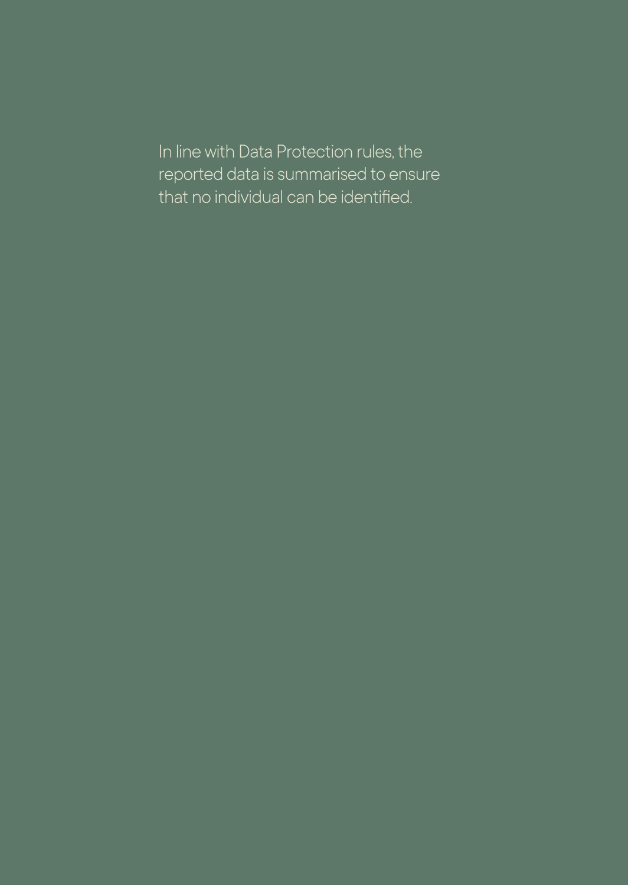In line with Data Protection rules, the reported data is summarised to ensure that no individual can be identified.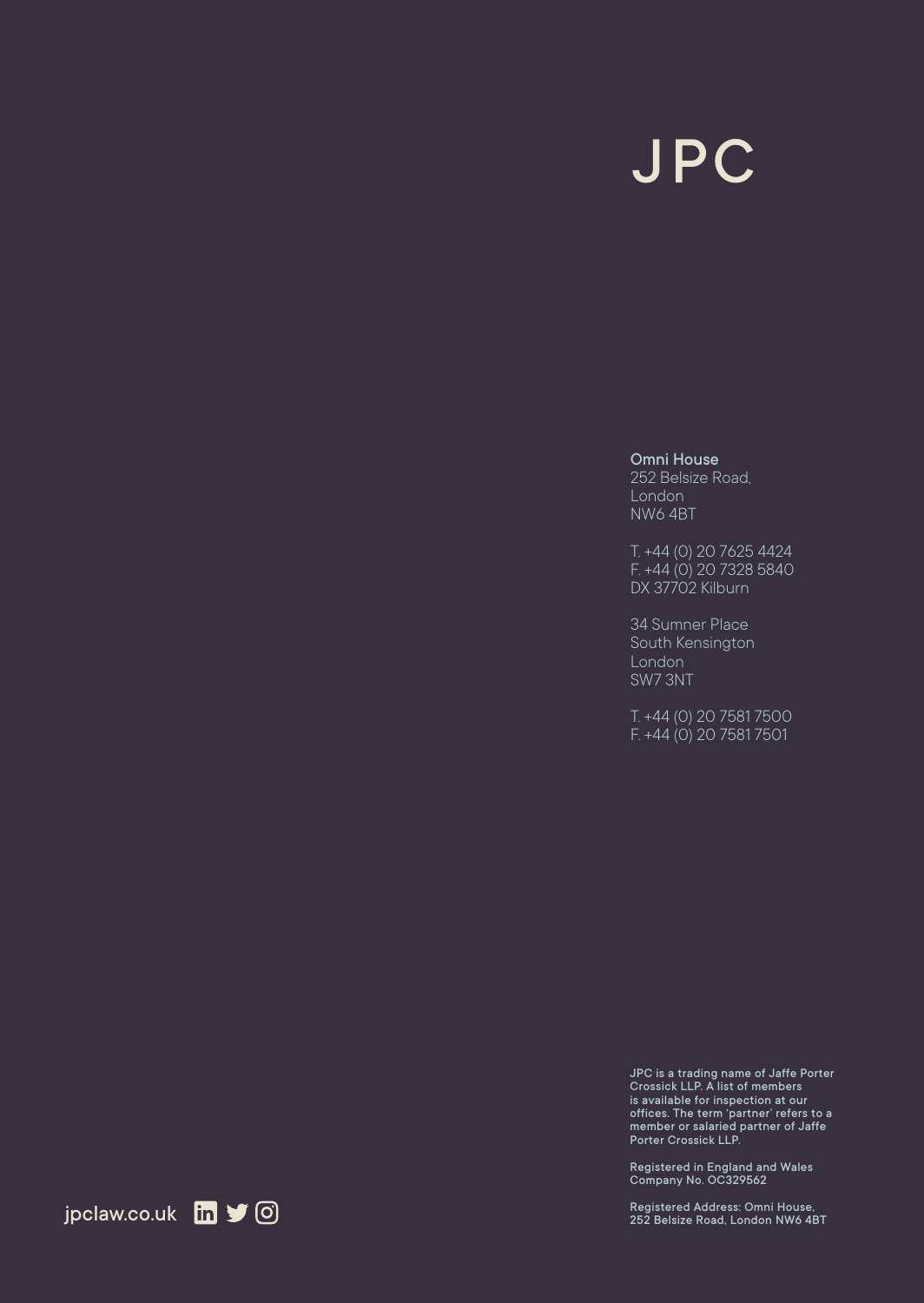# JPC

**Omni House**
252 Belsize Road,
London
NW6 4BT

T. +44 (0) 20 7625 4424
F. +44 (0) 20 7328 5840
DX 37702 Kilburn

34 Sumner Place
South Kensington
London
SW7 3NT

T. +44 (0) 20 7581 7500
F. +44 (0) 20 7581 7501

JPC is a trading name of Jaffe Porter Crossick LLP. A list of members is available for inspection at our offices. The term 'partner' refers to a member or salaried partner of Jaffe Porter Crossick LLP.

Registered in England and Wales
Company No. OC329562

Registered Address: Omni House,
252 Belsize Road, London NW6 4BT

jpclaw.co.uk